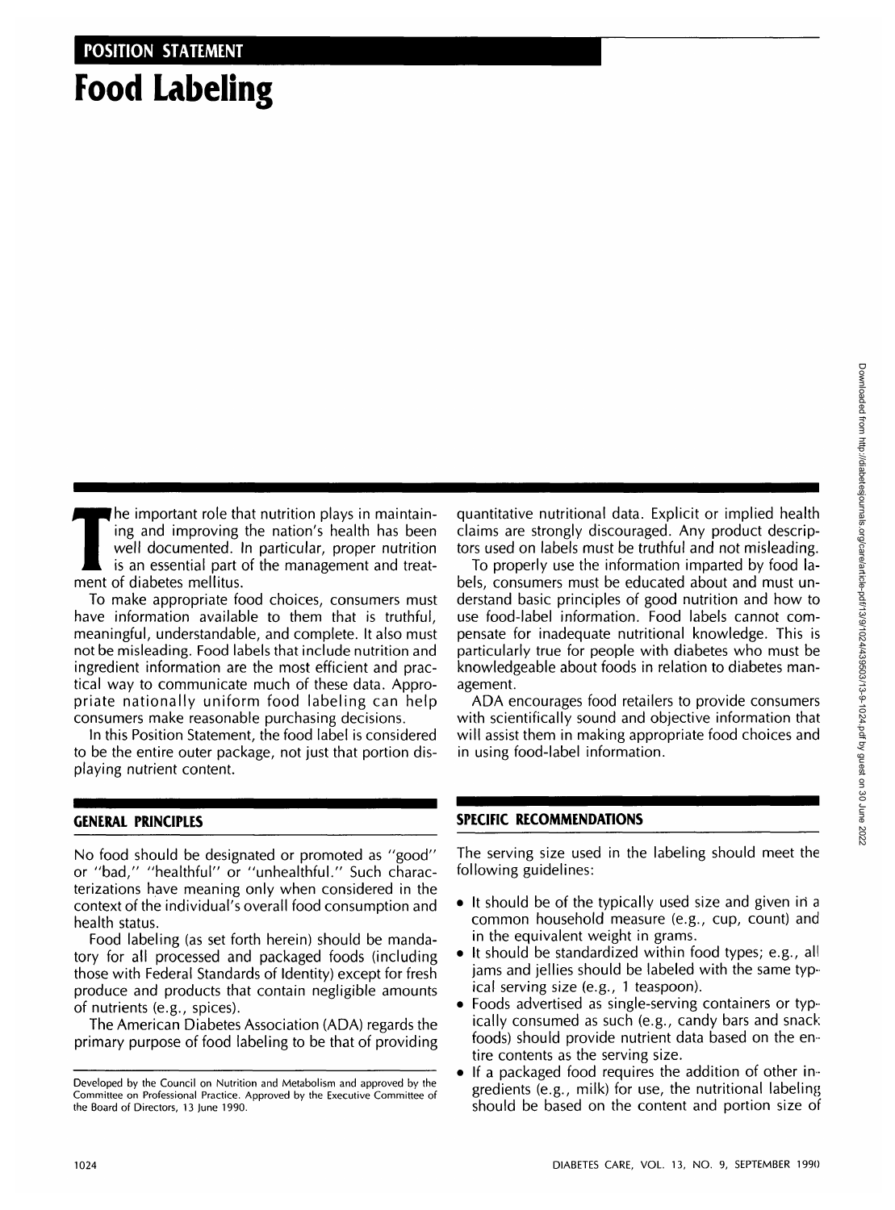POSITION STATEMENT

# Food Labeling

The important role that nutrition plays in maintaining and improving the nation's health has been well documented. In particular, proper nutrition is an essential part of the management and treatment of diabetes mellitus.

To make appropriate food choices, consumers must have information available to them that is truthful, meaningful, understandable, and complete. It also must not be misleading. Food labels that include nutrition and ingredient information are the most efficient and practical way to communicate much of these data. Appropriate nationally uniform food labeling can help consumers make reasonable purchasing decisions.

In this Position Statement, the food label is considered to be the entire outer package, not just that portion displaying nutrient content.

## GENERAL PRINCIPLES

No food should be designated or promoted as "good" or "bad," "healthful" or "unhealthful." Such characterizations have meaning only when considered in the context of the individual's overall food consumption and health status.

Food labeling (as set forth herein) should be mandatory for all processed and packaged foods (including those with Federal Standards of Identity) except for fresh produce and products that contain negligible amounts of nutrients (e.g., spices).

The American Diabetes Association (ADA) regards the primary purpose of food labeling to be that of providing quantitative nutritional data. Explicit or implied health claims are strongly discouraged. Any product descriptors used on labels must be truthful and not misleading.

To properly use the information imparted by food labels, consumers must be educated about and must understand basic principles of good nutrition and how to use food-label information. Food labels cannot compensate for inadequate nutritional knowledge. This is particularly true for people with diabetes who must be knowledgeable about foods in relation to diabetes management.

ADA encourages food retailers to provide consumers with scientifically sound and objective information that will assist them in making appropriate food choices and in using food-label information.

## SPECIFIC RECOMMENDATIONS

The serving size used in the labeling should meet the following guidelines:

- It should be of the typically used size and given in a common household measure (e.g., cup, count) and in the equivalent weight in grams.
- It should be standardized within food types; e.g., all jams and jellies should be labeled with the same typical serving size (e.g., 1 teaspoon).
- Foods advertised as single-serving containers or typically consumed as such (e.g., candy bars and snack foods) should provide nutrient data based on the entire contents as the serving size.
- If a packaged food requires the addition of other ingredients (e.g., milk) for use, the nutritional labeling should be based on the content and portion size of

Developed by the Council on Nutrition and Metabolism and approved by the Committee on Professional Practice. Approved by the Executive Committee of the Board of Directors, 13 June 1990.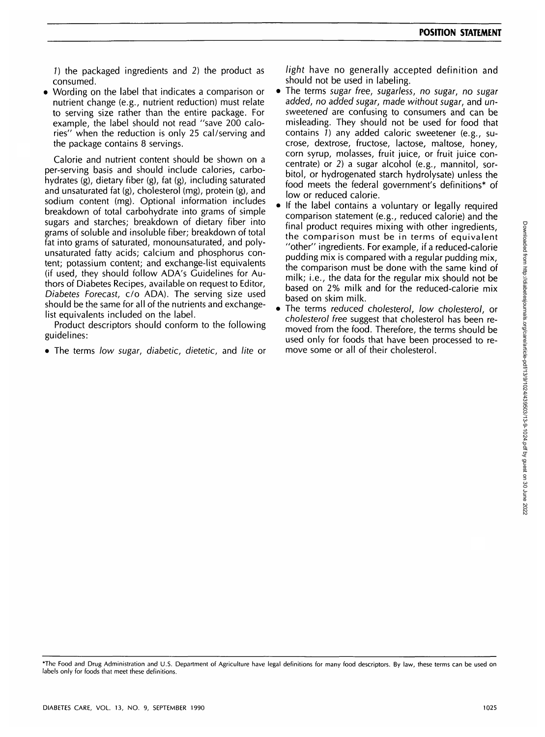1) the packaged ingredients and 2) the product as consumed.

- Wording on the label that indicates a comparison or nutrient change (e.g., nutrient reduction) must relate to serving size rather than the entire package. For example, the label should not read "save 200 calories" when the reduction is only 25 cal/serving and the package contains 8 servings.

Calorie and nutrient content should be shown on a per-serving basis and should include calories, carbohydrates (g), dietary fiber (g), fat (g), including saturated and unsaturated fat (g), cholesterol (mg), protein (g), and sodium content (mg). Optional information includes breakdown of total carbohydrate into grams of simple sugars and starches; breakdown of dietary fiber into grams of soluble and insoluble fiber; breakdown of total fat into grams of saturated, monounsaturated, and polyunsaturated fatty acids; calcium and phosphorus content; potassium content; and exchange-list equivalents (if used, they should follow ADA's Guidelines for Authors of Diabetes Recipes, available on request to Editor, *Diabetes Forecast*, c/o ADA). The serving size used should be the same for all of the nutrients and exchange-list equivalents included on the label.

Product descriptors should conform to the following guidelines:

- The terms *low sugar*, *diabetic*, *dietetic*, and *lite* or *light* have no generally accepted definition and should not be used in labeling.
- The terms *sugar free*, *sugarless*, *no sugar*, *no sugar added*, *no added sugar*, *made without sugar*, and *unsweetened* are confusing to consumers and can be misleading. They should not be used for food that contains 1) any added caloric sweetener (e.g., sucrose, dextrose, fructose, lactose, maltose, honey, corn syrup, molasses, fruit juice, or fruit juice concentrate) or 2) a sugar alcohol (e.g., mannitol, sorbitol, or hydrogenated starch hydrolysate) unless the food meets the federal government's definitions* of low or reduced calorie.
- If the label contains a voluntary or legally required comparison statement (e.g., reduced calorie) and the final product requires mixing with other ingredients, the comparison must be in terms of equivalent "other" ingredients. For example, if a reduced-calorie pudding mix is compared with a regular pudding mix, the comparison must be done with the same kind of milk; i.e., the data for the regular mix should not be based on 2% milk and for the reduced-calorie mix based on skim milk.
- The terms *reduced cholesterol*, *low cholesterol*, or *cholesterol free* suggest that cholesterol has been removed from the food. Therefore, the terms should be used only for foods that have been processed to remove some or all of their cholesterol.

*The Food and Drug Administration and U.S. Department of Agriculture have legal definitions for many food descriptors. By law, these terms can be used on labels only for foods that meet these definitions.